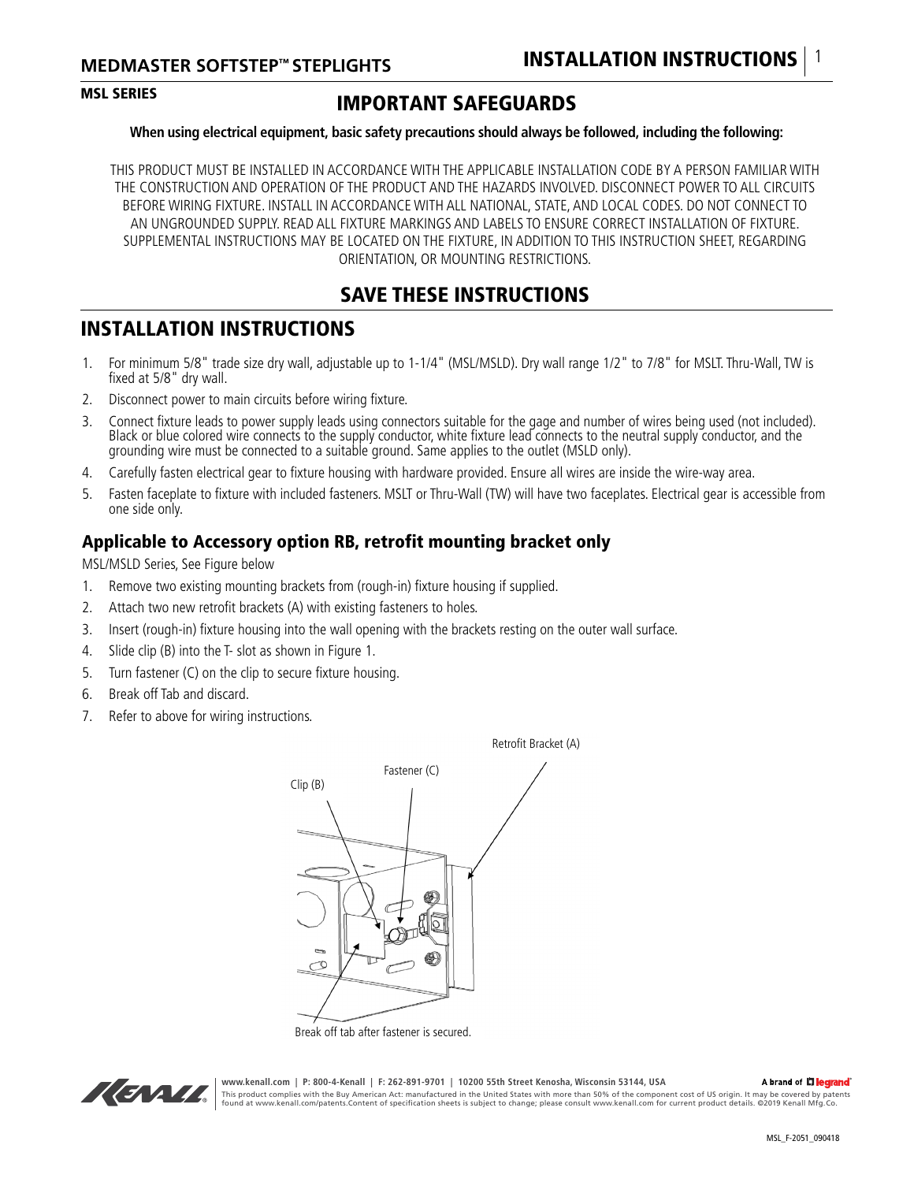**MEDMASTER SOFTSTEP™ STEPLIGHTS**

# INSTALLATION INSTRUCTIONS

**MSL SERIES**

## IMPORTANT SAFEGUARDS

**When using electrical equipment, basic safety precautions should always be followed, including the following:**

THIS PRODUCT MUST BE INSTALLED IN ACCORDANCE WITH THE APPLICABLE INSTALLATION CODE BY A PERSON FAMILIAR WITH THE CONSTRUCTION AND OPERATION OF THE PRODUCT AND THE HAZARDS INVOLVED. DISCONNECT POWER TO ALL CIRCUITS BEFORE WIRING FIXTURE. INSTALL IN ACCORDANCE WITH ALL NATIONAL, STATE, AND LOCAL CODES. DO NOT CONNECT TO AN UNGROUNDED SUPPLY. READ ALL FIXTURE MARKINGS AND LABELS TO ENSURE CORRECT INSTALLATION OF FIXTURE. SUPPLEMENTAL INSTRUCTIONS MAY BE LOCATED ON THE FIXTURE, IN ADDITION TO THIS INSTRUCTION SHEET, REGARDING ORIENTATION, OR MOUNTING RESTRICTIONS.

## SAVE THESE INSTRUCTIONS

## INSTALLATION INSTRUCTIONS

1. For minimum 5/8" trade size dry wall, adjustable up to 1-1/4" (MSL/MSLD). Dry wall range 1/2" to 7/8" for MSLT. Thru-Wall, TW is fixed at 5/8" dry wall.
2. Disconnect power to main circuits before wiring fixture.
3. Connect fixture leads to power supply leads using connectors suitable for the gage and number of wires being used (not included). Black or blue colored wire connects to the supply conductor, white fixture lead connects to the neutral supply conductor, and the grounding wire must be connected to a suitable ground. Same applies to the outlet (MSLD only).
4. Carefully fasten electrical gear to fixture housing with hardware provided. Ensure all wires are inside the wire-way area.
5. Fasten faceplate to fixture with included fasteners. MSLT or Thru-Wall (TW) will have two faceplates. Electrical gear is accessible from one side only.

### Applicable to Accessory option RB, retrofit mounting bracket only

MSL/MSLD Series, See Figure below

1. Remove two existing mounting brackets from (rough-in) fixture housing if supplied.
2. Attach two new retrofit brackets (A) with existing fasteners to holes.
3. Insert (rough-in) fixture housing into the wall opening with the brackets resting on the outer wall surface.
4. Slide clip (B) into the T- slot as shown in Figure 1.
5. Turn fastener (C) on the clip to secure fixture housing.
6. Break off Tab and discard.
7. Refer to above for wiring instructions.

Retrofit Bracket (A)

Fastener (C)

Clip (B)

Break off tab after fastener is secured.

www.kenall.com | P: 800-4-Kenall | F: 262-891-9701 | 10200 55th Street Kenosha, Wisconsin 53144, USA

A brand of legrand

This product complies with the Buy American Act: manufactured in the United States with more than 50% of the component cost of US origin. It may be covered by patents found at www.kenall.com/patents.Content of specification sheets is subject to change; please consult www.kenall.com for current product details. ©2019 Kenall Mfg.Co.

MSL_F-2051_090418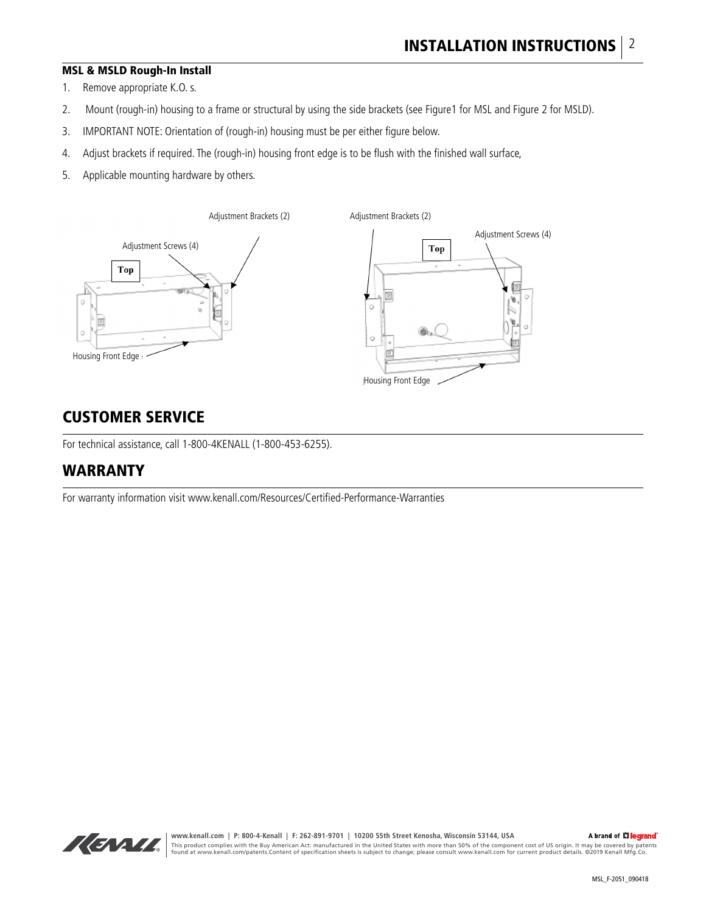### MSL & MSLD Rough-In Install

1. Remove appropriate K.O. s.
2. Mount (rough-in) housing to a frame or structural by using the side brackets (see Figure1 for MSL and Figure 2 for MSLD).
3. IMPORTANT NOTE: Orientation of (rough-in) housing must be per either figure below.
4. Adjust brackets if required. The (rough-in) housing front edge is to be flush with the finished wall surface,
5. Applicable mounting hardware by others.

Adjustment Brackets (2)

Adjustment Screws (4)

Top

Housing Front Edge

Adjustment Brackets (2)

Adjustment Screws (4)

Top

Housing Front Edge

## CUSTOMER SERVICE

For technical assistance, call 1-800-4KENALL (1-800-453-6255).

## WARRANTY

For warranty information visit www.kenall.com/Resources/Certified-Performance-Warranties

www.kenall.com | P: 800-4-Kenall | F: 262-891-9701 | 10200 55th Street Kenosha, Wisconsin 53144, USA

A brand of legrand

This product complies with the Buy American Act: manufactured in the United States with more than 50% of the component cost of US origin. It may be covered by patents found at www.kenall.com/patents.Content of specification sheets is subject to change; please consult www.kenall.com for current product details. ©2019 Kenall Mfg.Co.

MSL_F-2051_090418